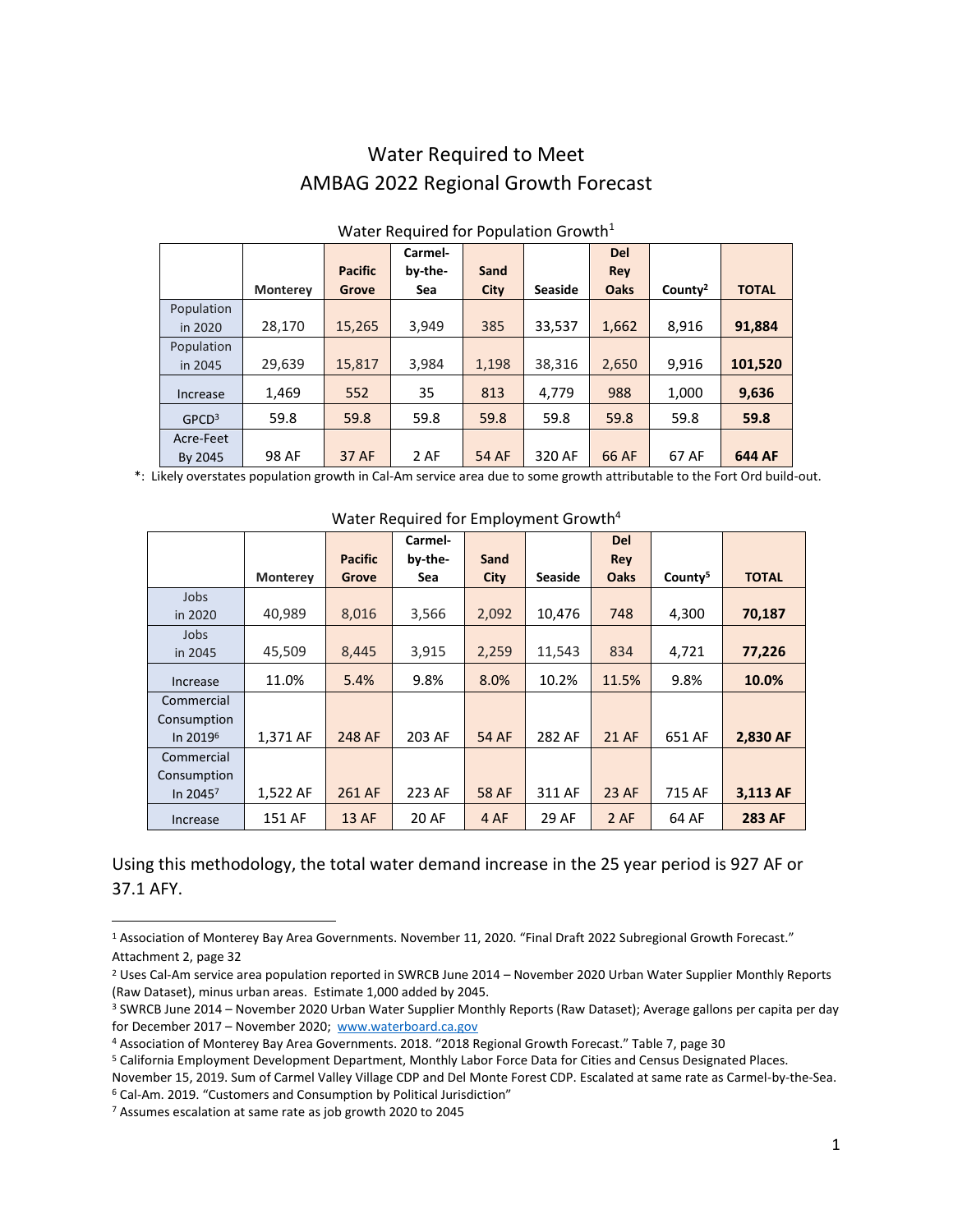# Water Required to Meet
# AMBAG 2022 Regional Growth Forecast

Water Required for Population Growth[1]

| | Monterey | Pacific Grove | Carmel-by-the-Sea | Sand City | Seaside | Del Rey Oaks | County[2] | TOTAL |
|---|---|---|---|---|---|---|---|---|
| Population in 2020 | 28,170 | 15,265 | 3,949 | 385 | 33,537 | 1,662 | 8,916 | **91,884** |
| Population in 2045 | 29,639 | 15,817 | 3,984 | 1,198 | 38,316 | 2,650 | 9,916 | **101,520** |
| Increase | 1,469 | 552 | 35 | 813 | 4,779 | 988 | 1,000 | **9,636** |
| GPCD[3] | 59.8 | 59.8 | 59.8 | 59.8 | 59.8 | 59.8 | 59.8 | **59.8** |
| Acre-Feet By 2045 | 98 AF | 37 AF | 2 AF | 54 AF | 320 AF | 66 AF | 67 AF | **644 AF** |

*: Likely overstates population growth in Cal-Am service area due to some growth attributable to the Fort Ord build-out.

Water Required for Employment Growth[4]

| | Monterey | Pacific Grove | Carmel-by-the-Sea | Sand City | Seaside | Del Rey Oaks | County[5] | TOTAL |
|---|---|---|---|---|---|---|---|---|
| Jobs in 2020 | 40,989 | 8,016 | 3,566 | 2,092 | 10,476 | 748 | 4,300 | **70,187** |
| Jobs in 2045 | 45,509 | 8,445 | 3,915 | 2,259 | 11,543 | 834 | 4,721 | **77,226** |
| Increase | 11.0% | 5.4% | 9.8% | 8.0% | 10.2% | 11.5% | 9.8% | **10.0%** |
| Commercial Consumption In 2019[6] | 1,371 AF | 248 AF | 203 AF | 54 AF | 282 AF | 21 AF | 651 AF | **2,830 AF** |
| Commercial Consumption In 2045[7] | 1,522 AF | 261 AF | 223 AF | 58 AF | 311 AF | 23 AF | 715 AF | **3,113 AF** |
| Increase | 151 AF | 13 AF | 20 AF | 4 AF | 29 AF | 2 AF | 64 AF | **283 AF** |

Using this methodology, the total water demand increase in the 25 year period is 927 AF or 37.1 AFY.

---

[1] Association of Monterey Bay Area Governments. November 11, 2020. "Final Draft 2022 Subregional Growth Forecast." Attachment 2, page 32

[2] Uses Cal-Am service area population reported in SWRCB June 2014 – November 2020 Urban Water Supplier Monthly Reports (Raw Dataset), minus urban areas. Estimate 1,000 added by 2045.

[3] SWRCB June 2014 – November 2020 Urban Water Supplier Monthly Reports (Raw Dataset); Average gallons per capita per day for December 2017 – November 2020; www.waterboard.ca.gov

[4] Association of Monterey Bay Area Governments. 2018. "2018 Regional Growth Forecast." Table 7, page 30

[5] California Employment Development Department, Monthly Labor Force Data for Cities and Census Designated Places. November 15, 2019. Sum of Carmel Valley Village CDP and Del Monte Forest CDP. Escalated at same rate as Carmel-by-the-Sea.

[6] Cal-Am. 2019. "Customers and Consumption by Political Jurisdiction"

[7] Assumes escalation at same rate as job growth 2020 to 2045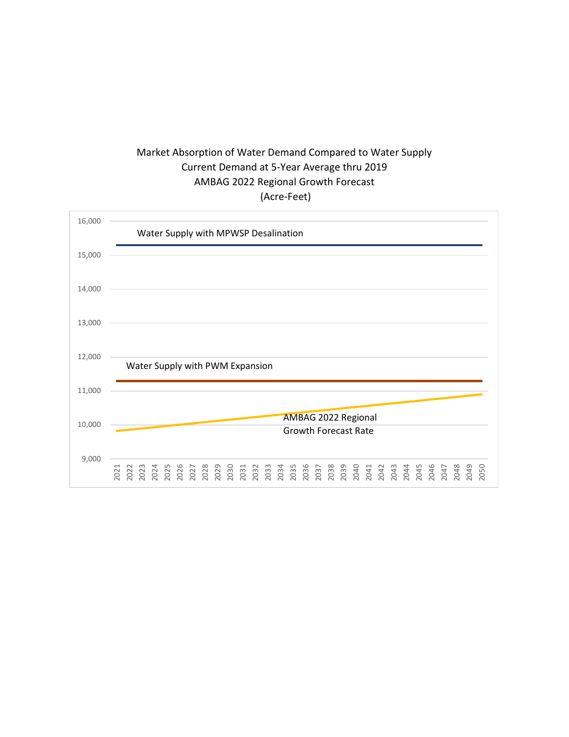Market Absorption of Water Demand Compared to Water Supply
Current Demand at 5-Year Average thru 2019
AMBAG 2022 Regional Growth Forecast
(Acre-Feet)

16,000
15,000
14,000
13,000
12,000
11,000
10,000
9,000

Water Supply with MPWSP Desalination

Water Supply with PWM Expansion

AMBAG 2022 Regional Growth Forecast Rate

2021 2022 2023 2024 2025 2026 2027 2028 2029 2030 2031 2032 2033 2034 2035 2036 2037 2038 2039 2040 2041 2042 2043 2044 2045 2046 2047 2048 2049 2050